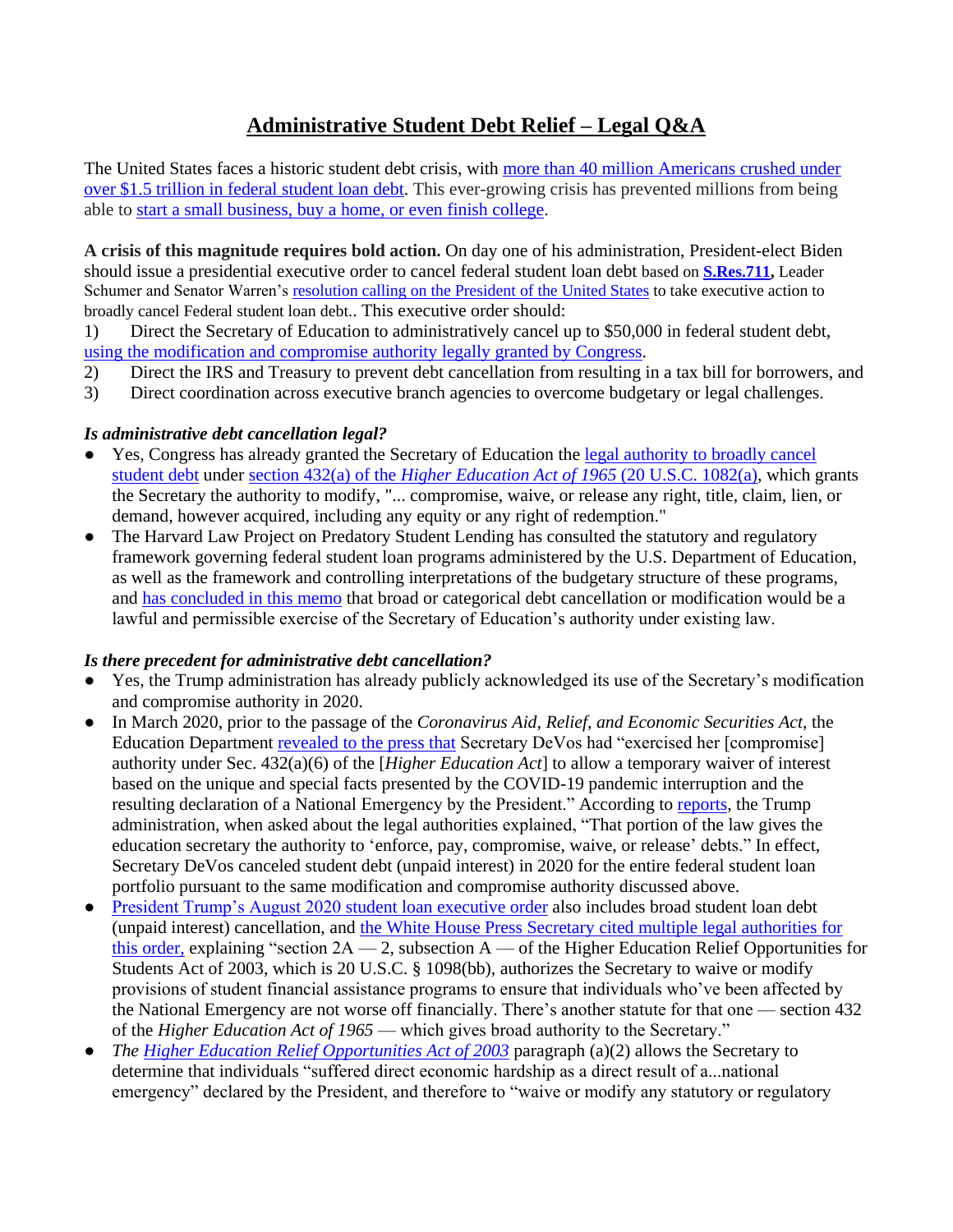# Administrative Student Debt Relief – Legal Q&A

The United States faces a historic student debt crisis, with more than 40 million Americans crushed under over $1.5 trillion in federal student loan debt. This ever-growing crisis has prevented millions from being able to start a small business, buy a home, or even finish college.

**A crisis of this magnitude requires bold action.** On day one of his administration, President-elect Biden should issue a presidential executive order to cancel federal student loan debt based on **S.Res.711,** Leader Schumer and Senator Warren's resolution calling on the President of the United States to take executive action to broadly cancel Federal student loan debt.. This executive order should:

1) Direct the Secretary of Education to administratively cancel up to $50,000 in federal student debt, using the modification and compromise authority legally granted by Congress.
2) Direct the IRS and Treasury to prevent debt cancellation from resulting in a tax bill for borrowers, and
3) Direct coordination across executive branch agencies to overcome budgetary or legal challenges.

***Is administrative debt cancellation legal?***

- Yes, Congress has already granted the Secretary of Education the legal authority to broadly cancel student debt under section 432(a) of the *Higher Education Act of 1965* (20 U.S.C. 1082(a), which grants the Secretary the authority to modify, "... compromise, waive, or release any right, title, claim, lien, or demand, however acquired, including any equity or any right of redemption."
- The Harvard Law Project on Predatory Student Lending has consulted the statutory and regulatory framework governing federal student loan programs administered by the U.S. Department of Education, as well as the framework and controlling interpretations of the budgetary structure of these programs, and has concluded in this memo that broad or categorical debt cancellation or modification would be a lawful and permissible exercise of the Secretary of Education's authority under existing law.

***Is there precedent for administrative debt cancellation?***

- Yes, the Trump administration has already publicly acknowledged its use of the Secretary's modification and compromise authority in 2020.
- In March 2020, prior to the passage of the *Coronavirus Aid, Relief, and Economic Securities Act*, the Education Department revealed to the press that Secretary DeVos had "exercised her [compromise] authority under Sec. 432(a)(6) of the [*Higher Education Act*] to allow a temporary waiver of interest based on the unique and special facts presented by the COVID-19 pandemic interruption and the resulting declaration of a National Emergency by the President." According to reports, the Trump administration, when asked about the legal authorities explained, "That portion of the law gives the education secretary the authority to 'enforce, pay, compromise, waive, or release' debts." In effect, Secretary DeVos canceled student debt (unpaid interest) in 2020 for the entire federal student loan portfolio pursuant to the same modification and compromise authority discussed above.
- President Trump's August 2020 student loan executive order also includes broad student loan debt (unpaid interest) cancellation, and the White House Press Secretary cited multiple legal authorities for this order, explaining "section 2A — 2, subsection A — of the Higher Education Relief Opportunities for Students Act of 2003, which is 20 U.S.C. § 1098(bb), authorizes the Secretary to waive or modify provisions of student financial assistance programs to ensure that individuals who've been affected by the National Emergency are not worse off financially. There's another statute for that one — section 432 of the *Higher Education Act of 1965* — which gives broad authority to the Secretary."
- *The Higher Education Relief Opportunities Act of 2003* paragraph (a)(2) allows the Secretary to determine that individuals "suffered direct economic hardship as a direct result of a...national emergency" declared by the President, and therefore to "waive or modify any statutory or regulatory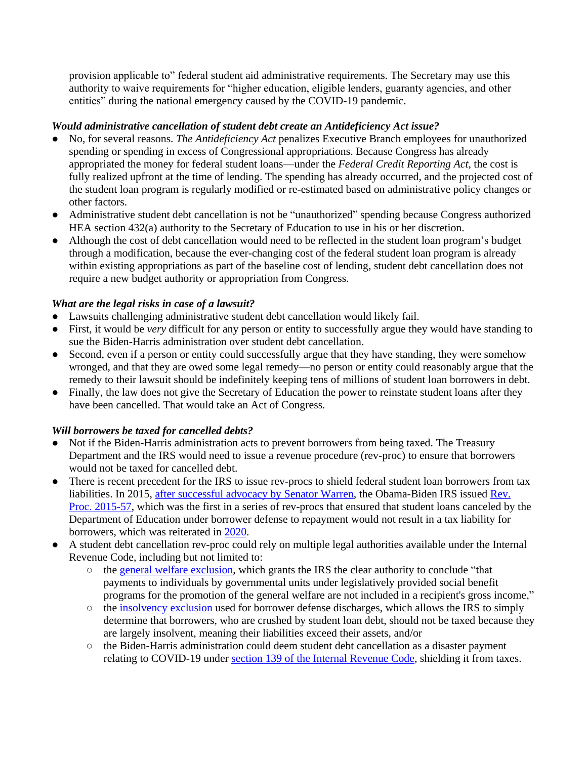provision applicable to" federal student aid administrative requirements. The Secretary may use this authority to waive requirements for "higher education, eligible lenders, guaranty agencies, and other entities" during the national emergency caused by the COVID-19 pandemic.

***Would administrative cancellation of student debt create an Antideficiency Act issue?***

- No, for several reasons. *The Antideficiency Act* penalizes Executive Branch employees for unauthorized spending or spending in excess of Congressional appropriations. Because Congress has already appropriated the money for federal student loans—under the *Federal Credit Reporting Act*, the cost is fully realized upfront at the time of lending. The spending has already occurred, and the projected cost of the student loan program is regularly modified or re-estimated based on administrative policy changes or other factors.
- Administrative student debt cancellation is not be "unauthorized" spending because Congress authorized HEA section 432(a) authority to the Secretary of Education to use in his or her discretion.
- Although the cost of debt cancellation would need to be reflected in the student loan program's budget through a modification, because the ever-changing cost of the federal student loan program is already within existing appropriations as part of the baseline cost of lending, student debt cancellation does not require a new budget authority or appropriation from Congress.

***What are the legal risks in case of a lawsuit?***

- Lawsuits challenging administrative student debt cancellation would likely fail.
- First, it would be *very* difficult for any person or entity to successfully argue they would have standing to sue the Biden-Harris administration over student debt cancellation.
- Second, even if a person or entity could successfully argue that they have standing, they were somehow wronged, and that they are owed some legal remedy—no person or entity could reasonably argue that the remedy to their lawsuit should be indefinitely keeping tens of millions of student loan borrowers in debt.
- Finally, the law does not give the Secretary of Education the power to reinstate student loans after they have been cancelled. That would take an Act of Congress.

***Will borrowers be taxed for cancelled debts?***

- Not if the Biden-Harris administration acts to prevent borrowers from being taxed. The Treasury Department and the IRS would need to issue a revenue procedure (rev-proc) to ensure that borrowers would not be taxed for cancelled debt.
- There is recent precedent for the IRS to issue rev-procs to shield federal student loan borrowers from tax liabilities. In 2015, after successful advocacy by Senator Warren, the Obama-Biden IRS issued Rev. Proc. 2015-57, which was the first in a series of rev-procs that ensured that student loans canceled by the Department of Education under borrower defense to repayment would not result in a tax liability for borrowers, which was reiterated in 2020.
- A student debt cancellation rev-proc could rely on multiple legal authorities available under the Internal Revenue Code, including but not limited to:
  - the general welfare exclusion, which grants the IRS the clear authority to conclude "that payments to individuals by governmental units under legislatively provided social benefit programs for the promotion of the general welfare are not included in a recipient's gross income,"
  - the insolvency exclusion used for borrower defense discharges, which allows the IRS to simply determine that borrowers, who are crushed by student loan debt, should not be taxed because they are largely insolvent, meaning their liabilities exceed their assets, and/or
  - the Biden-Harris administration could deem student debt cancellation as a disaster payment relating to COVID-19 under section 139 of the Internal Revenue Code, shielding it from taxes.